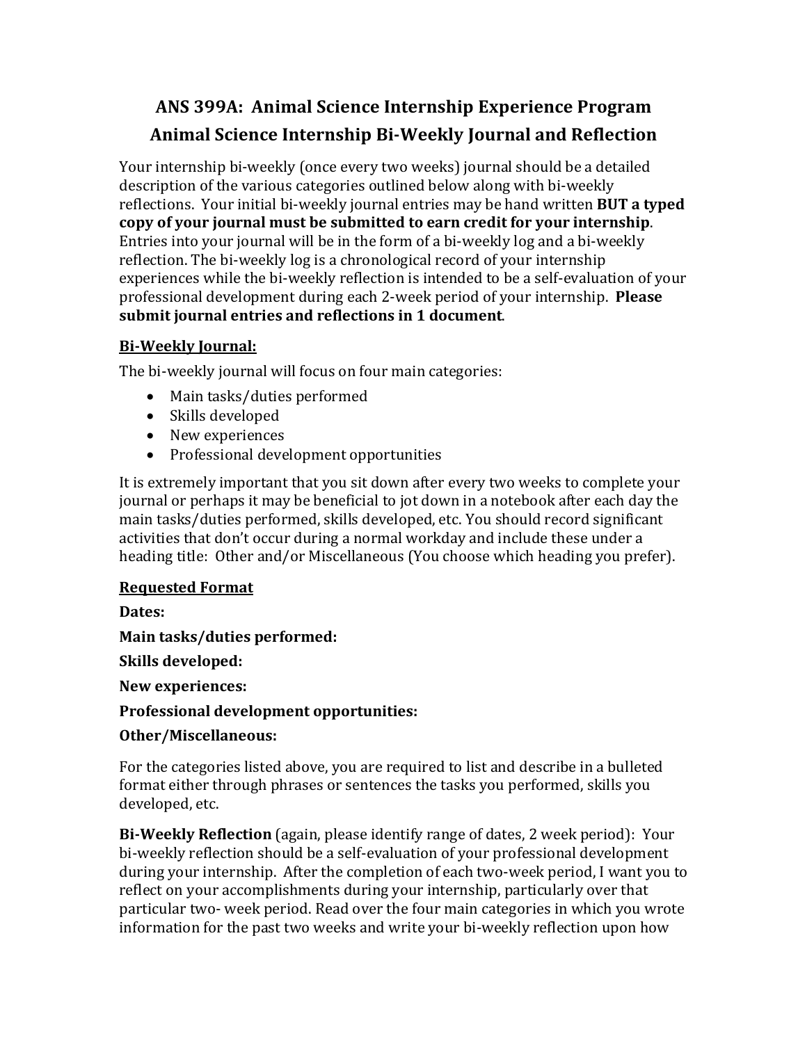# ANS 399A: Animal Science Internship Experience Program
# Animal Science Internship Bi-Weekly Journal and Reflection

Your internship bi-weekly (once every two weeks) journal should be a detailed description of the various categories outlined below along with bi-weekly reflections. Your initial bi-weekly journal entries may be hand written **BUT a typed copy of your journal must be submitted to earn credit for your internship**. Entries into your journal will be in the form of a bi-weekly log and a bi-weekly reflection. The bi-weekly log is a chronological record of your internship experiences while the bi-weekly reflection is intended to be a self-evaluation of your professional development during each 2-week period of your internship. **Please submit journal entries and reflections in 1 document**.

**<u>Bi-Weekly Journal:</u>**

The bi-weekly journal will focus on four main categories:

- Main tasks/duties performed
- Skills developed
- New experiences
- Professional development opportunities

It is extremely important that you sit down after every two weeks to complete your journal or perhaps it may be beneficial to jot down in a notebook after each day the main tasks/duties performed, skills developed, etc. You should record significant activities that don't occur during a normal workday and include these under a heading title: Other and/or Miscellaneous (You choose which heading you prefer).

**<u>Requested Format</u>**

**Dates:**

**Main tasks/duties performed:**

**Skills developed:**

**New experiences:**

**Professional development opportunities:**

**Other/Miscellaneous:**

For the categories listed above, you are required to list and describe in a bulleted format either through phrases or sentences the tasks you performed, skills you developed, etc.

**Bi-Weekly Reflection** (again, please identify range of dates, 2 week period): Your bi-weekly reflection should be a self-evaluation of your professional development during your internship. After the completion of each two-week period, I want you to reflect on your accomplishments during your internship, particularly over that particular two- week period. Read over the four main categories in which you wrote information for the past two weeks and write your bi-weekly reflection upon how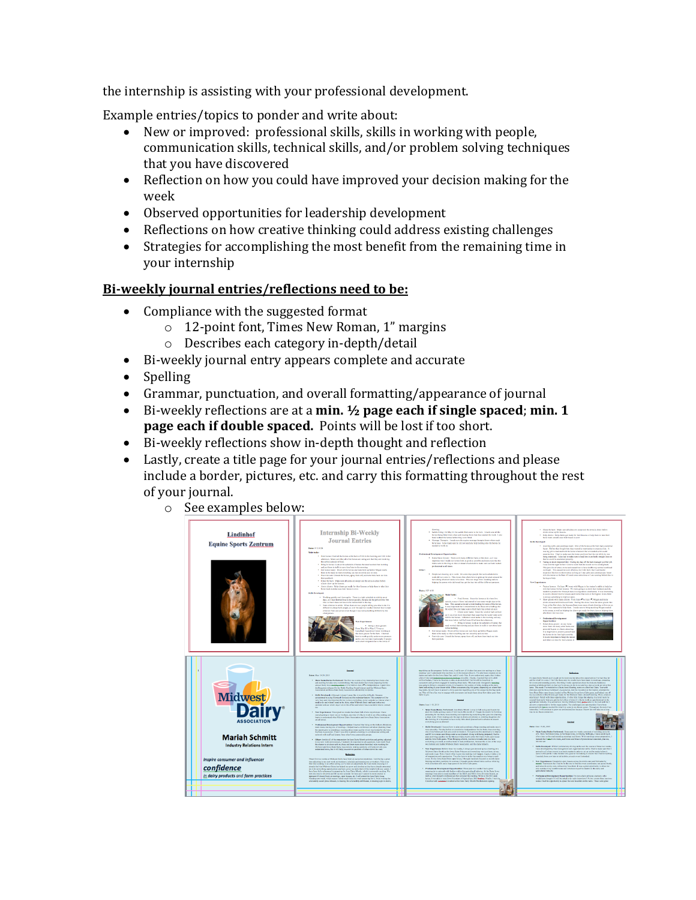the internship is assisting with your professional development.

Example entries/topics to ponder and write about:

- New or improved: professional skills, skills in working with people, communication skills, technical skills, and/or problem solving techniques that you have discovered
- Reflection on how you could have improved your decision making for the week
- Observed opportunities for leadership development
- Reflections on how creative thinking could address existing challenges
- Strategies for accomplishing the most benefit from the remaining time in your internship

**Bi-weekly journal entries/reflections need to be:**

- Compliance with the suggested format
  - 12-point font, Times New Roman, 1" margins
  - Describes each category in-depth/detail
- Bi-weekly journal entry appears complete and accurate
- Spelling
- Grammar, punctuation, and overall formatting/appearance of journal
- Bi-weekly reflections are at a **min. ½ page each if single spaced**; **min. 1 page each if double spaced.** Points will be lost if too short.
- Bi-weekly reflections show in-depth thought and reflection
- Lastly, create a title page for your journal entries/reflections and please include a border, pictures, etc. and carry this formatting throughout the rest of your journal.
  - See examples below: